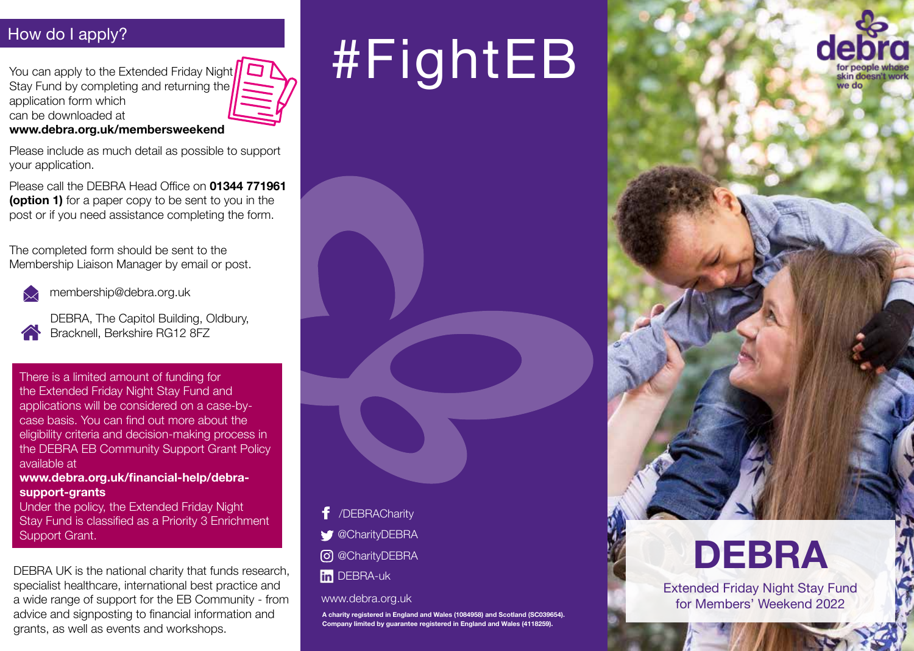## How do I apply?

You can apply to the Extended Friday Night Stay Fund by completing and returning the application form which can be downloaded at **www.debra.org.uk/membersweekend**

Please include as much detail as possible to support your application.

Please call the DEBRA Head Office on **01344 771961 (option 1)** for a paper copy to be sent to you in the post or if you need assistance completing the form.

The completed form should be sent to the Membership Liaison Manager by email or post.

membership@debra.org.uk

DEBRA, The Capitol Building, Oldbury, Bracknell, Berkshire RG12 8FZ

There is a limited amount of funding for the Extended Friday Night Stay Fund and applications will be considered on a case-by-case basis. You can find out more about the eligibility criteria and decision-making process in the DEBRA EB Community Support Grant Policy available at **www.debra.org.uk/financial-help/debra-support-grants**
Under the policy, the Extended Friday Night Stay Fund is classified as a Priority 3 Enrichment Support Grant.

DEBRA UK is the national charity that funds research, specialist healthcare, international best practice and a wide range of support for the EB Community - from advice and signposting to financial information and grants, as well as events and workshops.

# #FightEB

/DEBRACharity
@CharityDEBRA
@CharityDEBRA
DEBRA-uk

www.debra.org.uk

**A charity registered in England and Wales (1084958) and Scotland (SC039654). Company limited by guarantee registered in England and Wales (4118259).**

debra
for people whose skin doesn't work we do

# DEBRA

Extended Friday Night Stay Fund for Members' Weekend 2022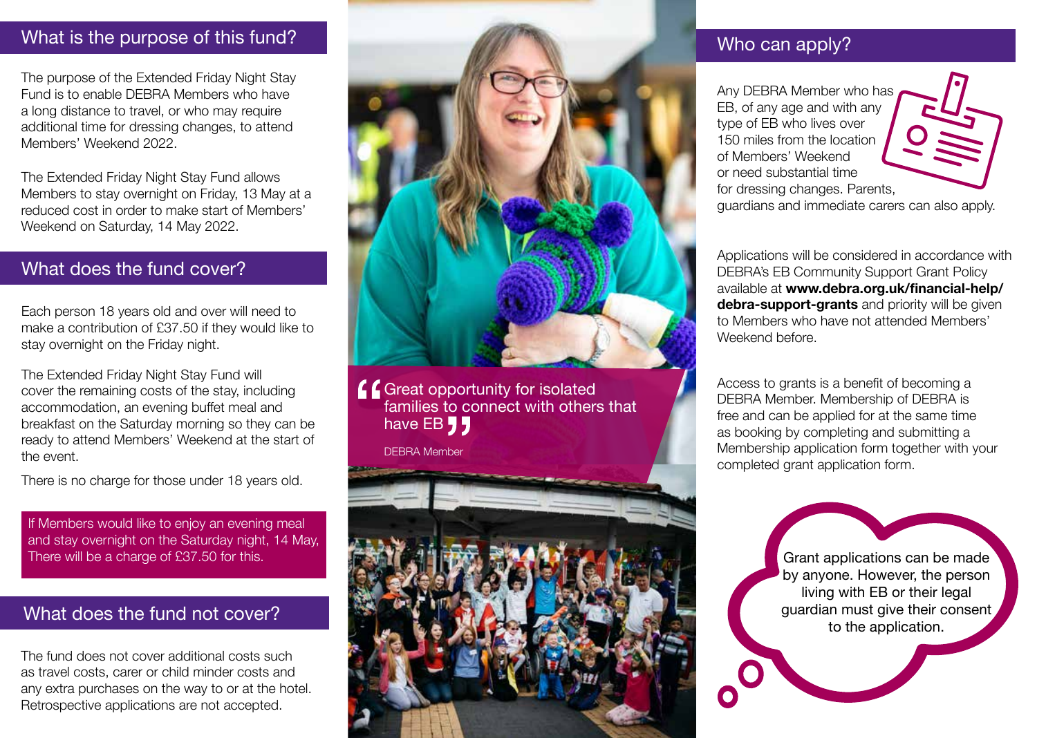## What is the purpose of this fund?

The purpose of the Extended Friday Night Stay Fund is to enable DEBRA Members who have a long distance to travel, or who may require additional time for dressing changes, to attend Members' Weekend 2022.

The Extended Friday Night Stay Fund allows Members to stay overnight on Friday, 13 May at a reduced cost in order to make start of Members' Weekend on Saturday, 14 May 2022.

## What does the fund cover?

Each person 18 years old and over will need to make a contribution of £37.50 if they would like to stay overnight on the Friday night.

The Extended Friday Night Stay Fund will cover the remaining costs of the stay, including accommodation, an evening buffet meal and breakfast on the Saturday morning so they can be ready to attend Members' Weekend at the start of the event.

There is no charge for those under 18 years old.

If Members would like to enjoy an evening meal and stay overnight on the Saturday night, 14 May, There will be a charge of £37.50 for this.

## What does the fund not cover?

The fund does not cover additional costs such as travel costs, carer or child minder costs and any extra purchases on the way to or at the hotel. Retrospective applications are not accepted.

> "Great opportunity for isolated families to connect with others that have EB"
>
> DEBRA Member

## Who can apply?

Any DEBRA Member who has EB, of any age and with any type of EB who lives over 150 miles from the location of Members' Weekend or need substantial time for dressing changes. Parents, guardians and immediate carers can also apply.

Applications will be considered in accordance with DEBRA's EB Community Support Grant Policy available at **www.debra.org.uk/financial-help/debra-support-grants** and priority will be given to Members who have not attended Members' Weekend before.

Access to grants is a benefit of becoming a DEBRA Member. Membership of DEBRA is free and can be applied for at the same time as booking by completing and submitting a Membership application form together with your completed grant application form.

Grant applications can be made by anyone. However, the person living with EB or their legal guardian must give their consent to the application.